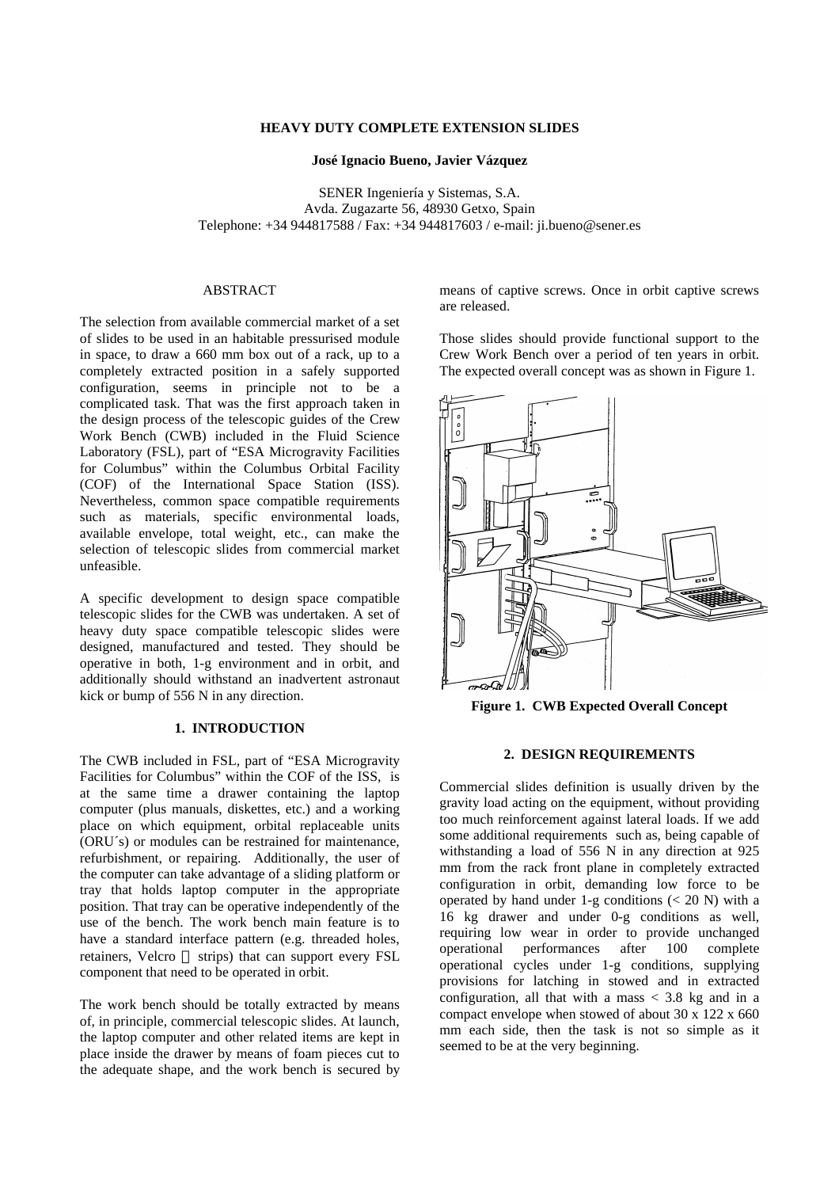# HEAVY DUTY COMPLETE EXTENSION SLIDES

**José Ignacio Bueno, Javier Vázquez**

SENER Ingeniería y Sistemas, S.A.
Avda. Zugazarte 56, 48930 Getxo, Spain
Telephone: +34 944817588 / Fax: +34 944817603 / e-mail: ji.bueno@sener.es

## ABSTRACT

The selection from available commercial market of a set of slides to be used in an habitable pressurised module in space, to draw a 660 mm box out of a rack, up to a completely extracted position in a safely supported configuration, seems in principle not to be a complicated task. That was the first approach taken in the design process of the telescopic guides of the Crew Work Bench (CWB) included in the Fluid Science Laboratory (FSL), part of "ESA Microgravity Facilities for Columbus" within the Columbus Orbital Facility (COF) of the International Space Station (ISS). Nevertheless, common space compatible requirements such as materials, specific environmental loads, available envelope, total weight, etc., can make the selection of telescopic slides from commercial market unfeasible.

A specific development to design space compatible telescopic slides for the CWB was undertaken. A set of heavy duty space compatible telescopic slides were designed, manufactured and tested. They should be operative in both, 1-g environment and in orbit, and additionally should withstand an inadvertent astronaut kick or bump of 556 N in any direction.

## 1. INTRODUCTION

The CWB included in FSL, part of "ESA Microgravity Facilities for Columbus" within the COF of the ISS, is at the same time a drawer containing the laptop computer (plus manuals, diskettes, etc.) and a working place on which equipment, orbital replaceable units (ORU´s) or modules can be restrained for maintenance, refurbishment, or repairing. Additionally, the user of the computer can take advantage of a sliding platform or tray that holds laptop computer in the appropriate position. That tray can be operative independently of the use of the bench. The work bench main feature is to have a standard interface pattern (e.g. threaded holes, retainers, Velcro ® strips) that can support every FSL component that need to be operated in orbit.

The work bench should be totally extracted by means of, in principle, commercial telescopic slides. At launch, the laptop computer and other related items are kept in place inside the drawer by means of foam pieces cut to the adequate shape, and the work bench is secured by means of captive screws. Once in orbit captive screws are released.

Those slides should provide functional support to the Crew Work Bench over a period of ten years in orbit. The expected overall concept was as shown in Figure 1.

**Figure 1. CWB Expected Overall Concept**

## 2. DESIGN REQUIREMENTS

Commercial slides definition is usually driven by the gravity load acting on the equipment, without providing too much reinforcement against lateral loads. If we add some additional requirements such as, being capable of withstanding a load of 556 N in any direction at 925 mm from the rack front plane in completely extracted configuration in orbit, demanding low force to be operated by hand under 1-g conditions (< 20 N) with a 16 kg drawer and under 0-g conditions as well, requiring low wear in order to provide unchanged operational performances after 100 complete operational cycles under 1-g conditions, supplying provisions for latching in stowed and in extracted configuration, all that with a mass < 3.8 kg and in a compact envelope when stowed of about 30 x 122 x 660 mm each side, then the task is not so simple as it seemed to be at the very beginning.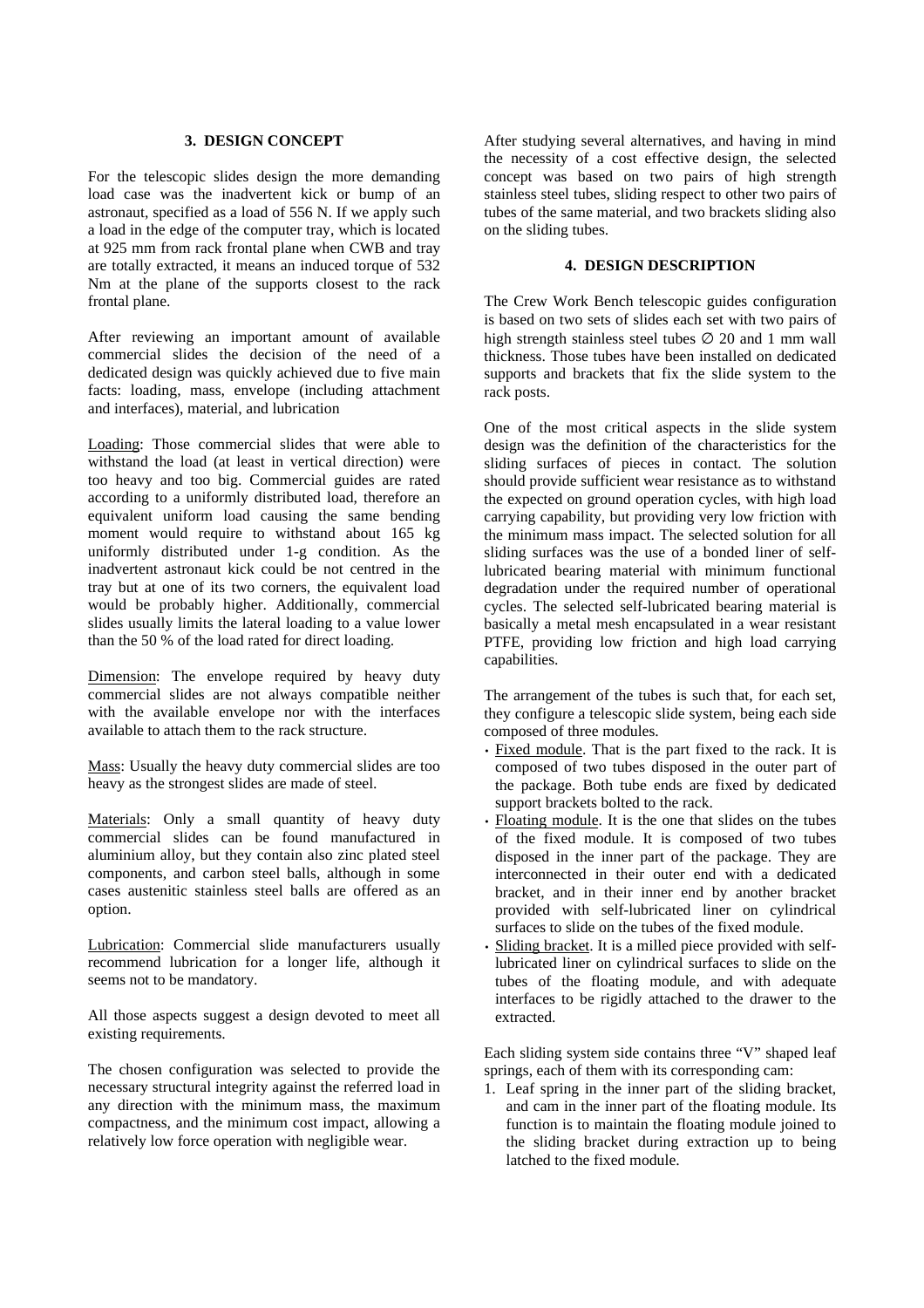## 3. DESIGN CONCEPT

For the telescopic slides design the more demanding load case was the inadvertent kick or bump of an astronaut, specified as a load of 556 N. If we apply such a load in the edge of the computer tray, which is located at 925 mm from rack frontal plane when CWB and tray are totally extracted, it means an induced torque of 532 Nm at the plane of the supports closest to the rack frontal plane.

After reviewing an important amount of available commercial slides the decision of the need of a dedicated design was quickly achieved due to five main facts: loading, mass, envelope (including attachment and interfaces), material, and lubrication

Loading: Those commercial slides that were able to withstand the load (at least in vertical direction) were too heavy and too big. Commercial guides are rated according to a uniformly distributed load, therefore an equivalent uniform load causing the same bending moment would require to withstand about 165 kg uniformly distributed under 1-g condition. As the inadvertent astronaut kick could be not centred in the tray but at one of its two corners, the equivalent load would be probably higher. Additionally, commercial slides usually limits the lateral loading to a value lower than the 50 % of the load rated for direct loading.

Dimension: The envelope required by heavy duty commercial slides are not always compatible neither with the available envelope nor with the interfaces available to attach them to the rack structure.

Mass: Usually the heavy duty commercial slides are too heavy as the strongest slides are made of steel.

Materials: Only a small quantity of heavy duty commercial slides can be found manufactured in aluminium alloy, but they contain also zinc plated steel components, and carbon steel balls, although in some cases austenitic stainless steel balls are offered as an option.

Lubrication: Commercial slide manufacturers usually recommend lubrication for a longer life, although it seems not to be mandatory.

All those aspects suggest a design devoted to meet all existing requirements.

The chosen configuration was selected to provide the necessary structural integrity against the referred load in any direction with the minimum mass, the maximum compactness, and the minimum cost impact, allowing a relatively low force operation with negligible wear.

After studying several alternatives, and having in mind the necessity of a cost effective design, the selected concept was based on two pairs of high strength stainless steel tubes, sliding respect to other two pairs of tubes of the same material, and two brackets sliding also on the sliding tubes.

## 4. DESIGN DESCRIPTION

The Crew Work Bench telescopic guides configuration is based on two sets of slides each set with two pairs of high strength stainless steel tubes ∅ 20 and 1 mm wall thickness. Those tubes have been installed on dedicated supports and brackets that fix the slide system to the rack posts.

One of the most critical aspects in the slide system design was the definition of the characteristics for the sliding surfaces of pieces in contact. The solution should provide sufficient wear resistance as to withstand the expected on ground operation cycles, with high load carrying capability, but providing very low friction with the minimum mass impact. The selected solution for all sliding surfaces was the use of a bonded liner of self-lubricated bearing material with minimum functional degradation under the required number of operational cycles. The selected self-lubricated bearing material is basically a metal mesh encapsulated in a wear resistant PTFE, providing low friction and high load carrying capabilities.

The arrangement of the tubes is such that, for each set, they configure a telescopic slide system, being each side composed of three modules.

- Fixed module. That is the part fixed to the rack. It is composed of two tubes disposed in the outer part of the package. Both tube ends are fixed by dedicated support brackets bolted to the rack.
- Floating module. It is the one that slides on the tubes of the fixed module. It is composed of two tubes disposed in the inner part of the package. They are interconnected in their outer end with a dedicated bracket, and in their inner end by another bracket provided with self-lubricated liner on cylindrical surfaces to slide on the tubes of the fixed module.
- Sliding bracket. It is a milled piece provided with self-lubricated liner on cylindrical surfaces to slide on the tubes of the floating module, and with adequate interfaces to be rigidly attached to the drawer to the extracted.

Each sliding system side contains three "V" shaped leaf springs, each of them with its corresponding cam:

1. Leaf spring in the inner part of the sliding bracket, and cam in the inner part of the floating module. Its function is to maintain the floating module joined to the sliding bracket during extraction up to being latched to the fixed module.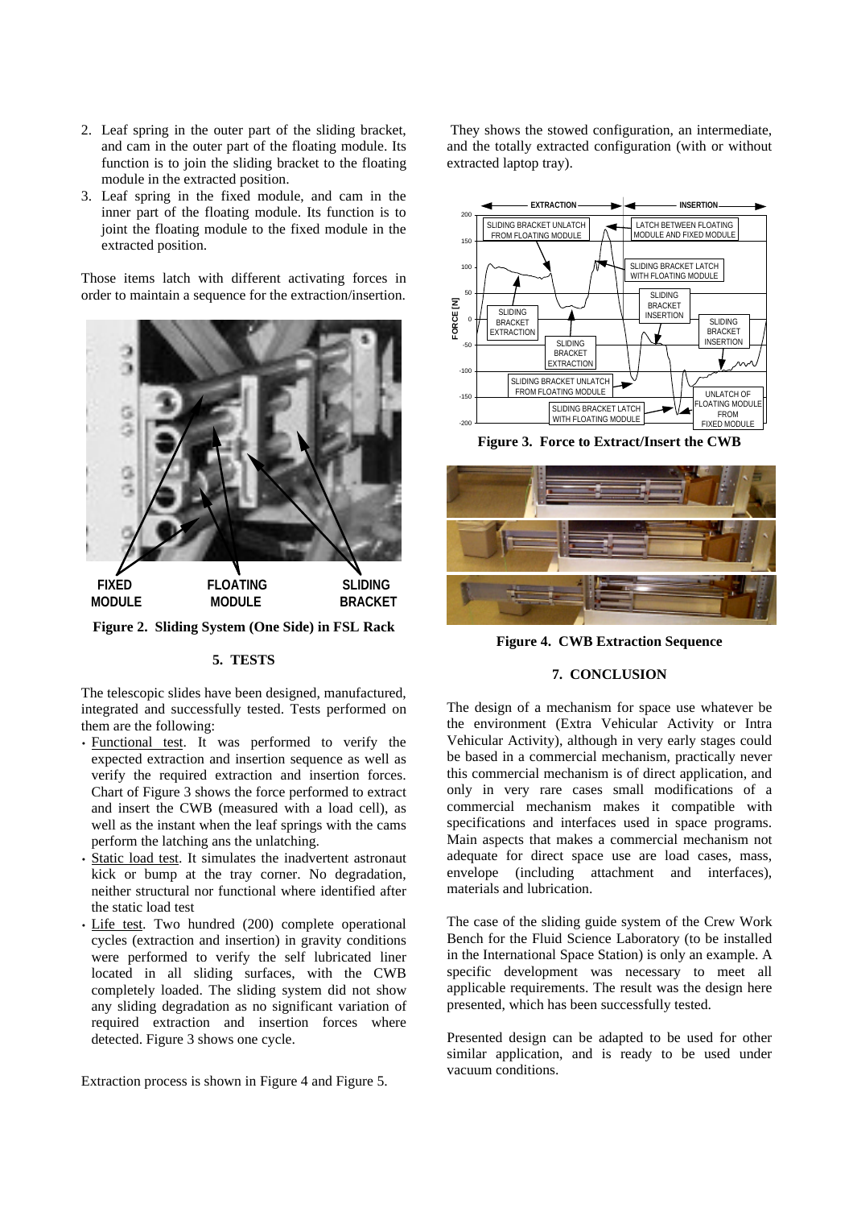2. Leaf spring in the outer part of the sliding bracket, and cam in the outer part of the floating module. Its function is to join the sliding bracket to the floating module in the extracted position.
3. Leaf spring in the fixed module, and cam in the inner part of the floating module. Its function is to joint the floating module to the fixed module in the extracted position.

Those items latch with different activating forces in order to maintain a sequence for the extraction/insertion.

FIXED MODULE FLOATING MODULE SLIDING BRACKET

**Figure 2. Sliding System (One Side) in FSL Rack**

## 5. TESTS

The telescopic slides have been designed, manufactured, integrated and successfully tested. Tests performed on them are the following:

- Functional test. It was performed to verify the expected extraction and insertion sequence as well as verify the required extraction and insertion forces. Chart of Figure 3 shows the force performed to extract and insert the CWB (measured with a load cell), as well as the instant when the leaf springs with the cams perform the latching ans the unlatching.
- Static load test. It simulates the inadvertent astronaut kick or bump at the tray corner. No degradation, neither structural nor functional where identified after the static load test
- Life test. Two hundred (200) complete operational cycles (extraction and insertion) in gravity conditions were performed to verify the self lubricated liner located in all sliding surfaces, with the CWB completely loaded. The sliding system did not show any sliding degradation as no significant variation of required extraction and insertion forces where detected. Figure 3 shows one cycle.

Extraction process is shown in Figure 4 and Figure 5.

They shows the stowed configuration, an intermediate, and the totally extracted configuration (with or without extracted laptop tray).

**Figure 3. Force to Extract/Insert the CWB**

**Figure 4. CWB Extraction Sequence**

## 7. CONCLUSION

The design of a mechanism for space use whatever be the environment (Extra Vehicular Activity or Intra Vehicular Activity), although in very early stages could be based in a commercial mechanism, practically never this commercial mechanism is of direct application, and only in very rare cases small modifications of a commercial mechanism makes it compatible with specifications and interfaces used in space programs. Main aspects that makes a commercial mechanism not adequate for direct space use are load cases, mass, envelope (including attachment and interfaces), materials and lubrication.

The case of the sliding guide system of the Crew Work Bench for the Fluid Science Laboratory (to be installed in the International Space Station) is only an example. A specific development was necessary to meet all applicable requirements. The result was the design here presented, which has been successfully tested.

Presented design can be adapted to be used for other similar application, and is ready to be used under vacuum conditions.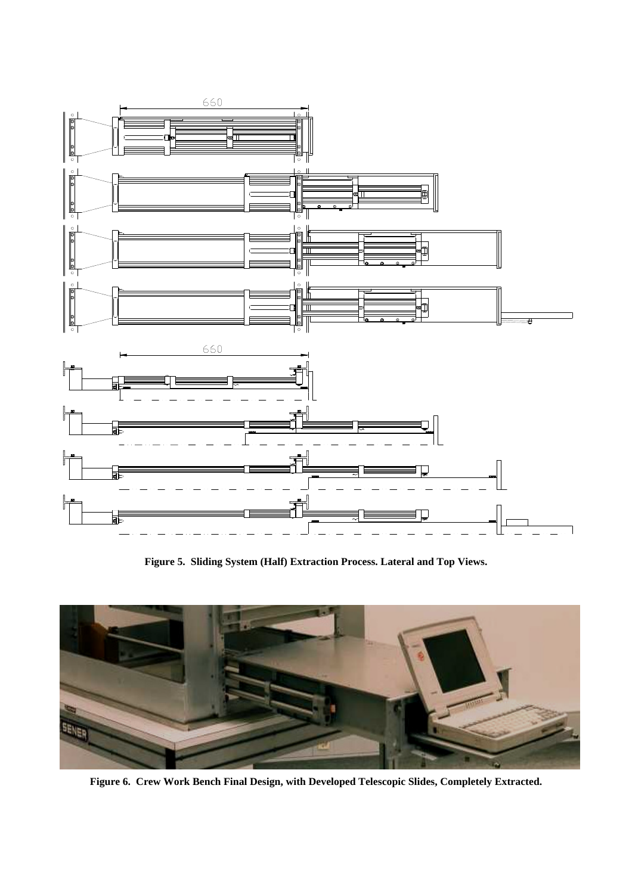660

660

**Figure 5. Sliding System (Half) Extraction Process. Lateral and Top Views.**

**Figure 6. Crew Work Bench Final Design, with Developed Telescopic Slides, Completely Extracted.**